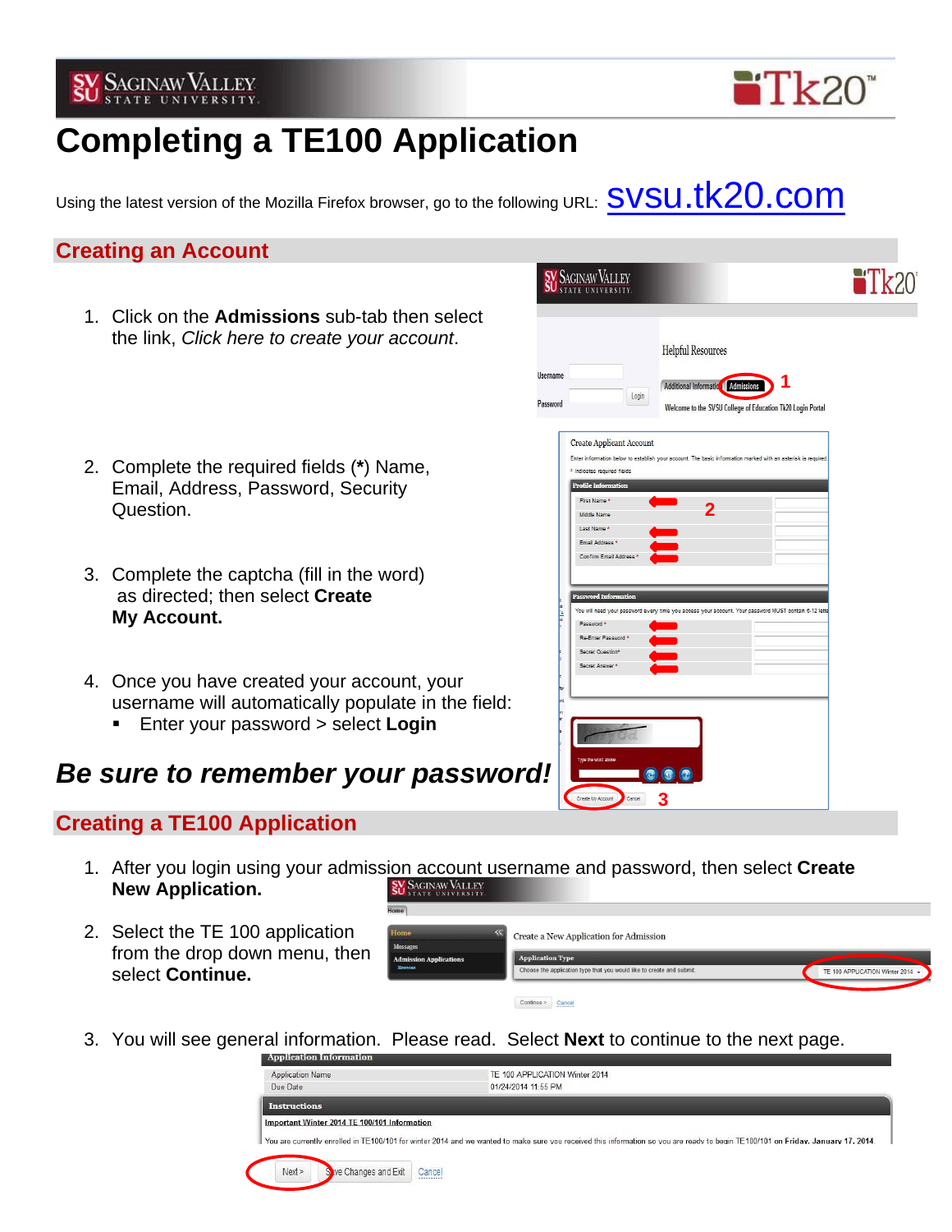# Completing a TE100 Application

Using the latest version of the Mozilla Firefox browser, go to the following URL: svsu.tk20.com

## Creating an Account

1. Click on the **Admissions** sub-tab then select the link, *Click here to create your account*.

2. Complete the required fields (**\***) Name, Email, Address, Password, Security Question.

3. Complete the captcha (fill in the word) as directed; then select **Create My Account.**

4. Once you have created your account, your username will automatically populate in the field:
   - Enter your password > select **Login**

***Be sure to remember your password!***

## Creating a TE100 Application

1. After you login using your admission account username and password, then select **Create New Application.**

2. Select the TE 100 application from the drop down menu, then select **Continue.**

3. You will see general information. Please read. Select **Next** to continue to the next page.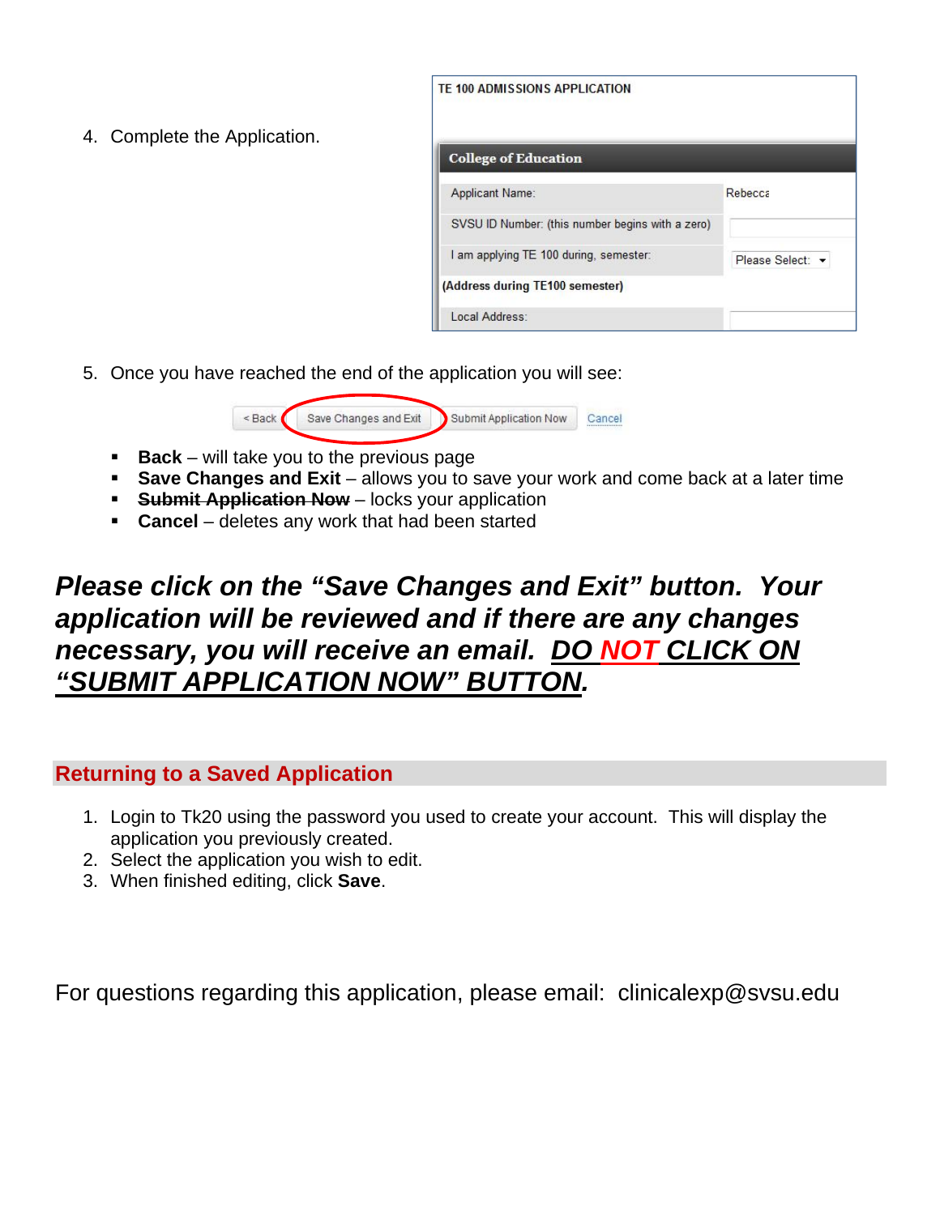4. Complete the Application.

TE 100 ADMISSIONS APPLICATION

| College of Education | |
|---|---|
| Applicant Name: | Rebecca |
| SVSU ID Number: (this number begins with a zero) | |
| I am applying TE 100 during, semester: | Please Select: |
| (Address during TE100 semester) | |
| Local Address: | |

5. Once you have reached the end of the application you will see:

< Back | Save Changes and Exit | Submit Application Now | Cancel

- **Back** – will take you to the previous page
- **Save Changes and Exit** – allows you to save your work and come back at a later time
- ~~**Submit Application Now**~~ – locks your application
- **Cancel** – deletes any work that had been started

***Please click on the "Save Changes and Exit" button. Your application will be reviewed and if there are any changes necessary, you will receive an email. DO NOT CLICK ON "SUBMIT APPLICATION NOW" BUTTON.***

## Returning to a Saved Application

1. Login to Tk20 using the password you used to create your account. This will display the application you previously created.
2. Select the application you wish to edit.
3. When finished editing, click **Save**.

For questions regarding this application, please email: clinicalexp@svsu.edu